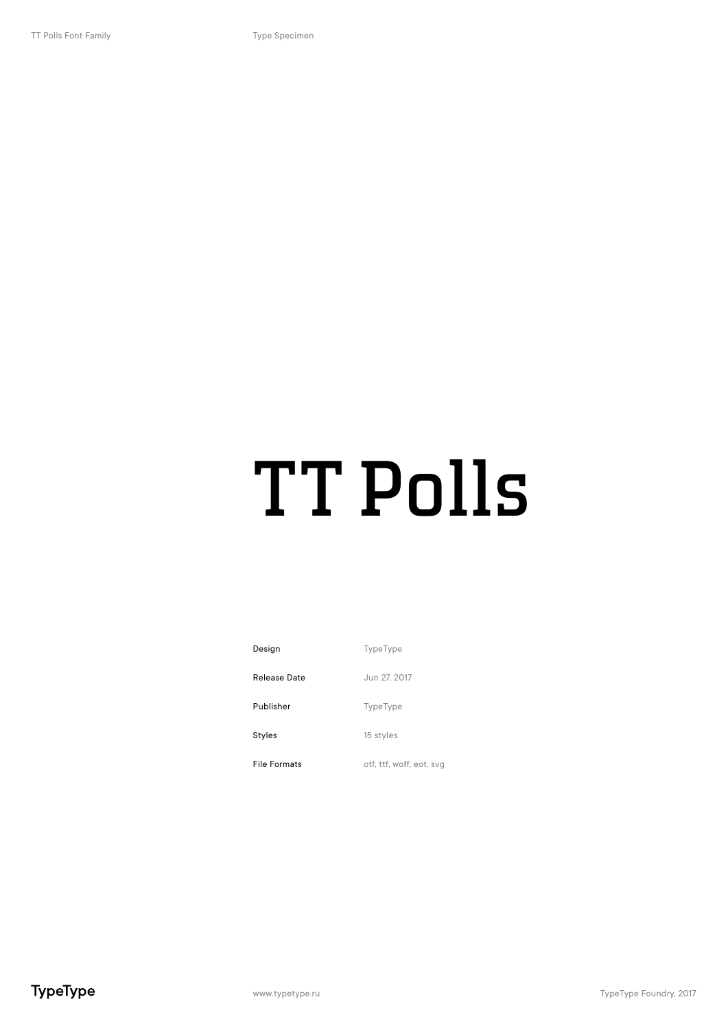# TT Polls

| | |
|---|---|
| Design | TypeType |
| Release Date | Jun 27, 2017 |
| Publisher | TypeType |
| Styles | 15 styles |
| File Formats | otf, ttf, woff, eot, svg |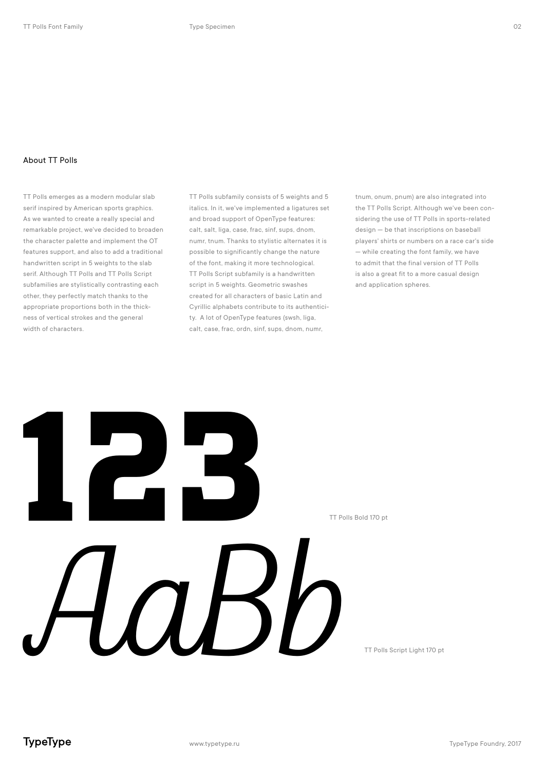## About TT Polls

TT Polls emerges as a modern modular slab serif inspired by American sports graphics. As we wanted to create a really special and remarkable project, we've decided to broaden the character palette and implement the OT features support, and also to add a traditional handwritten script in 5 weights to the slab serif. Although TT Polls and TT Polls Script subfamilies are stylistically contrasting each other, they perfectly match thanks to the appropriate proportions both in the thickness of vertical strokes and the general width of characters.

TT Polls subfamily consists of 5 weights and 5 italics. In it, we've implemented a ligatures set and broad support of OpenType features: calt, salt, liga, case, frac, sinf, sups, dnom, numr, tnum. Thanks to stylistic alternates it is possible to significantly change the nature of the font, making it more technological. TT Polls Script subfamily is a handwritten script in 5 weights. Geometric swashes created for all characters of basic Latin and Cyrillic alphabets contribute to its authenticity. A lot of OpenType features (swsh, liga, calt, case, frac, ordn, sinf, sups, dnom, numr, tnum, onum, pnum) are also integrated into the TT Polls Script. Although we've been considering the use of TT Polls in sports-related design — be that inscriptions on baseball players' shirts or numbers on a race car's side — while creating the font family, we have to admit that the final version of TT Polls is also a great fit to a more casual design and application spheres.

**123**

TT Polls Bold 170 pt

*AaBb*

TT Polls Script Light 170 pt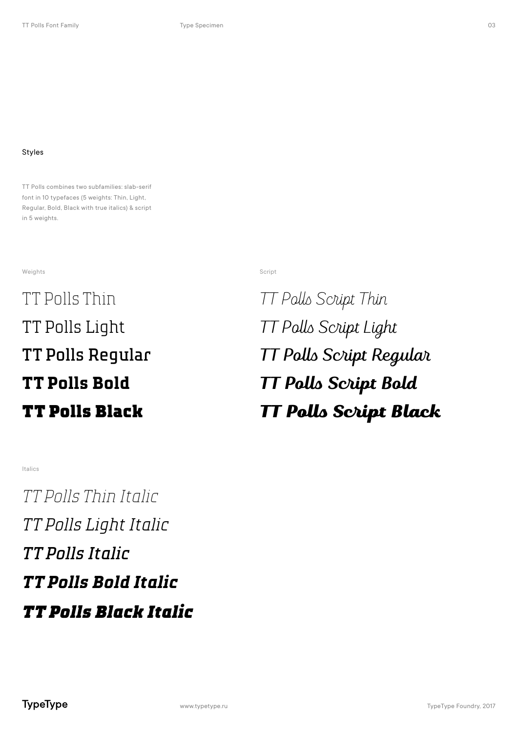## Styles

TT Polls combines two subfamilies: slab-serif font in 10 typefaces (5 weights: Thin, Light, Regular, Bold, Black with true italics) & script in 5 weights.

Weights

TT Polls Thin

TT Polls Light

TT Polls Regular

**TT Polls Bold**

**TT Polls Black**

Script

*TT Polls Script Thin*

*TT Polls Script Light*

*TT Polls Script Regular*

***TT Polls Script Bold***

***TT Polls Script Black***

Italics

*TT Polls Thin Italic*

*TT Polls Light Italic*

*TT Polls Italic*

***TT Polls Bold Italic***

***TT Polls Black Italic***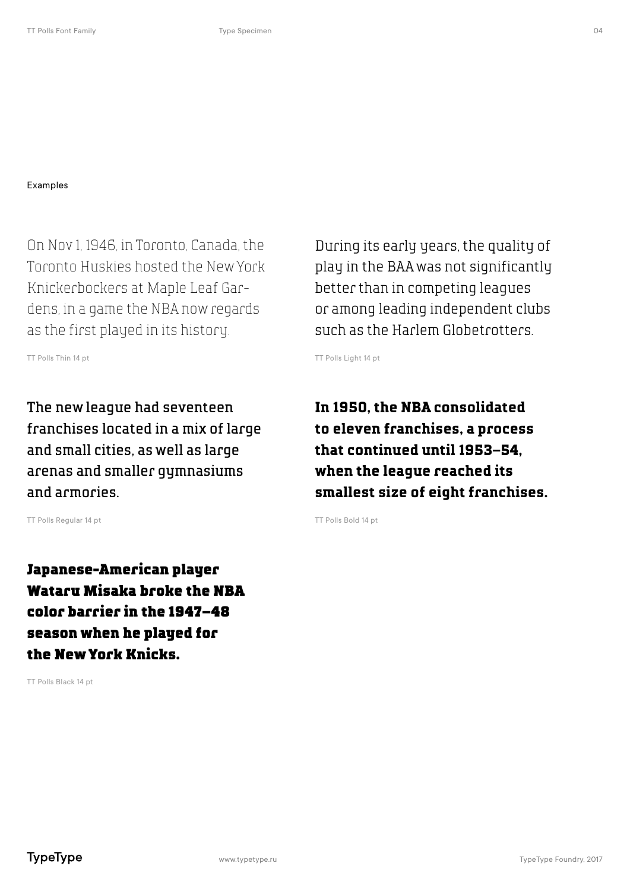Examples

On Nov 1, 1946, in Toronto, Canada, the Toronto Huskies hosted the New York Knickerbockers at Maple Leaf Gardens, in a game the NBA now regards as the first played in its history.

TT Polls Thin 14 pt

During its early years, the quality of play in the BAA was not significantly better than in competing leagues or among leading independent clubs such as the Harlem Globetrotters.

TT Polls Light 14 pt

The new league had seventeen franchises located in a mix of large and small cities, as well as large arenas and smaller gymnasiums and armories.

TT Polls Regular 14 pt

**In 1950, the NBA consolidated to eleven franchises, a process that continued until 1953–54, when the league reached its smallest size of eight franchises.**

TT Polls Bold 14 pt

**Japanese-American player Wataru Misaka broke the NBA color barrier in the 1947–48 season when he played for the New York Knicks.**

TT Polls Black 14 pt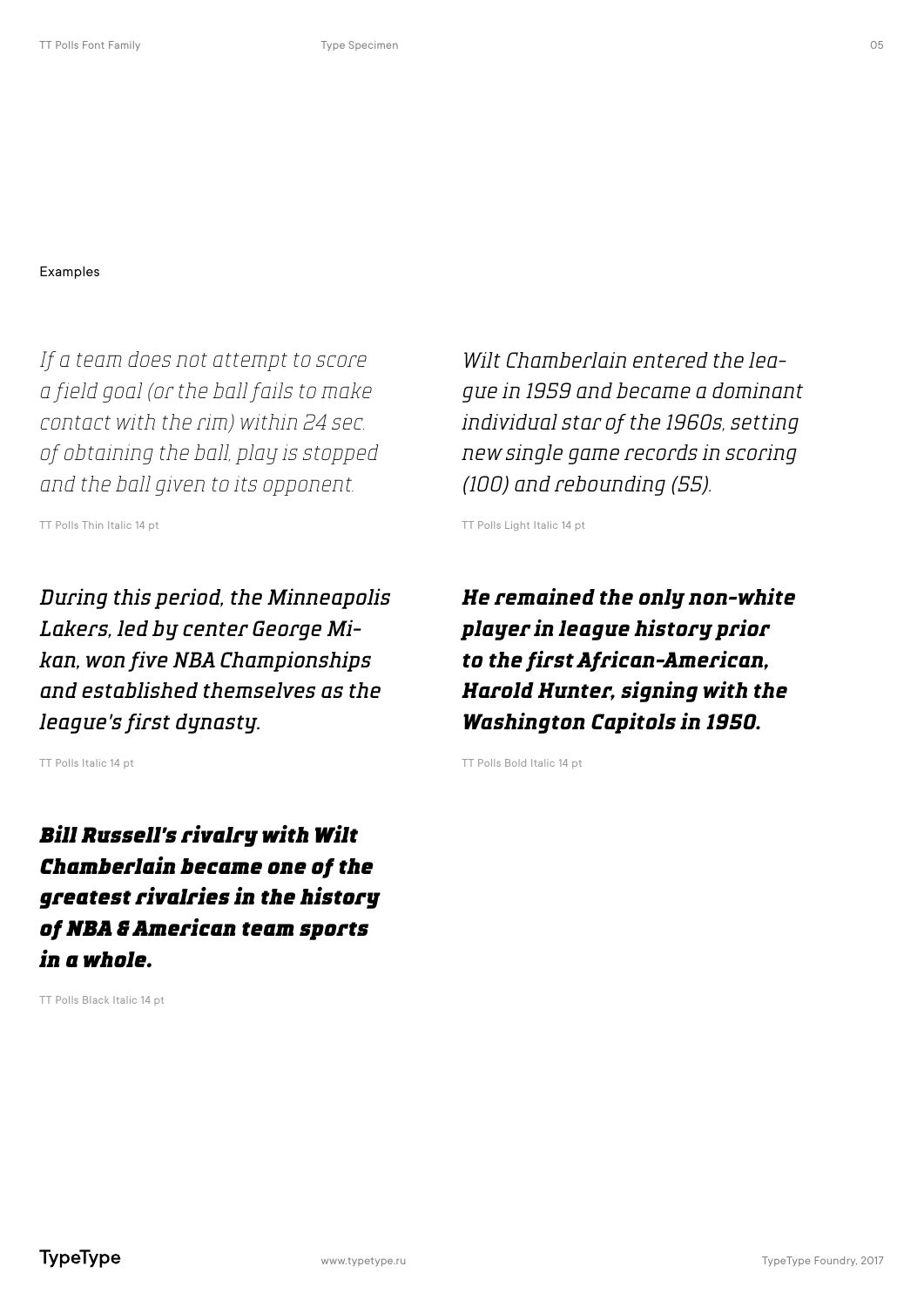Examples

*If a team does not attempt to score a field goal (or the ball fails to make contact with the rim) within 24 sec. of obtaining the ball, play is stopped and the ball given to its opponent.*

TT Polls Thin Italic 14 pt

*Wilt Chamberlain entered the league in 1959 and became a dominant individual star of the 1960s, setting new single game records in scoring (100) and rebounding (55).*

TT Polls Light Italic 14 pt

*During this period, the Minneapolis Lakers, led by center George Mikan, won five NBA Championships and established themselves as the league's first dynasty.*

TT Polls Italic 14 pt

***He remained the only non-white player in league history prior to the first African-American, Harold Hunter, signing with the Washington Capitols in 1950.***

TT Polls Bold Italic 14 pt

***Bill Russell's rivalry with Wilt Chamberlain became one of the greatest rivalries in the history of NBA & American team sports in a whole.***

TT Polls Black Italic 14 pt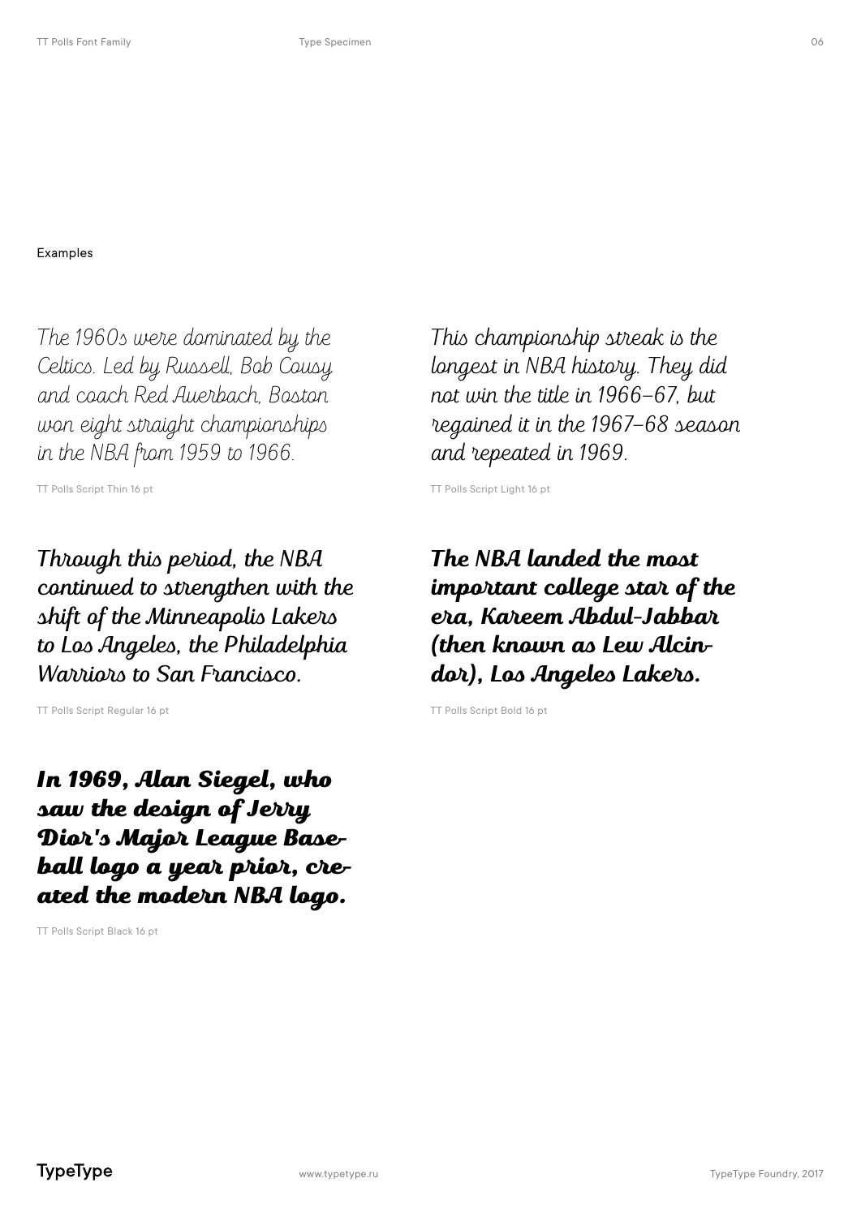Examples

*The 1960s were dominated by the Celtics. Led by Russell, Bob Cousy and coach Red Auerbach, Boston won eight straight championships in the NBA from 1959 to 1966.*

TT Polls Script Thin 16 pt

*This championship streak is the longest in NBA history. They did not win the title in 1966–67, but regained it in the 1967–68 season and repeated in 1969.*

TT Polls Script Light 16 pt

*Through this period, the NBA continued to strengthen with the shift of the Minneapolis Lakers to Los Angeles, the Philadelphia Warriors to San Francisco.*

TT Polls Script Regular 16 pt

***The NBA landed the most important college star of the era, Kareem Abdul-Jabbar (then known as Lew Alcindor), Los Angeles Lakers.***

TT Polls Script Bold 16 pt

***In 1969, Alan Siegel, who saw the design of Jerry Dior's Major League Baseball logo a year prior, created the modern NBA logo.***

TT Polls Script Black 16 pt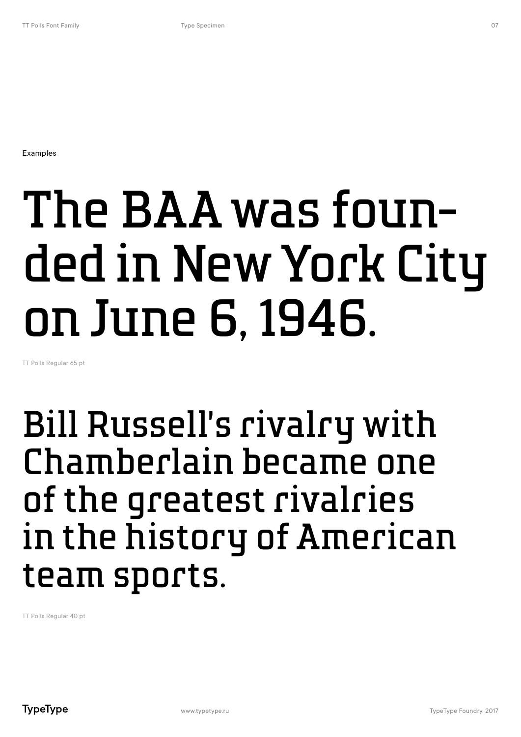Examples

# The BAA was foun-ded in New York City on June 6, 1946.

TT Polls Regular 65 pt

## Bill Russell's rivalry with Chamberlain became one of the greatest rivalries in the history of American team sports.

TT Polls Regular 40 pt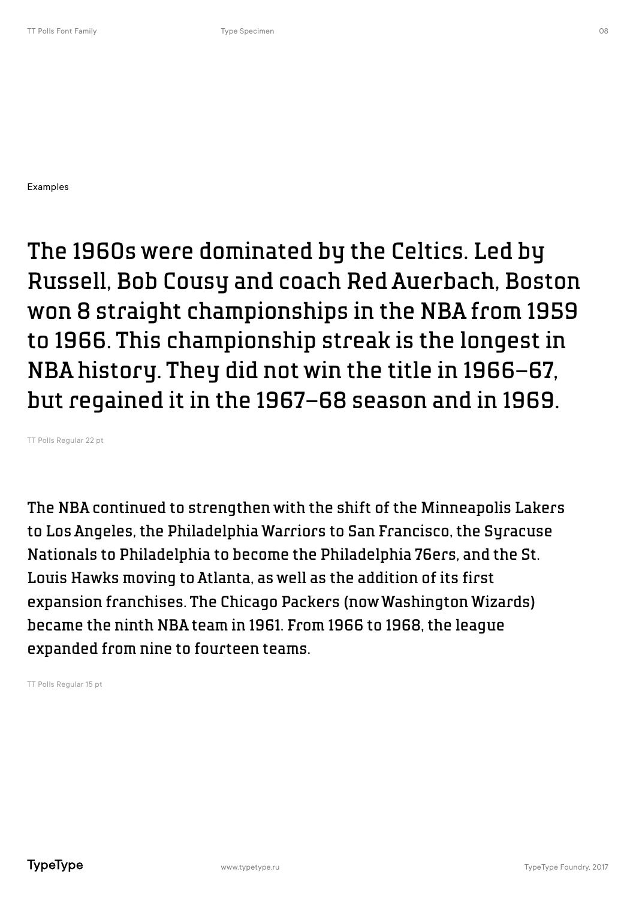Examples

The 1960s were dominated by the Celtics. Led by Russell, Bob Cousy and coach Red Auerbach, Boston won 8 straight championships in the NBA from 1959 to 1966. This championship streak is the longest in NBA history. They did not win the title in 1966–67, but regained it in the 1967–68 season and in 1969.

TT Polls Regular 22 pt

The NBA continued to strengthen with the shift of the Minneapolis Lakers to Los Angeles, the Philadelphia Warriors to San Francisco, the Syracuse Nationals to Philadelphia to become the Philadelphia 76ers, and the St. Louis Hawks moving to Atlanta, as well as the addition of its first expansion franchises. The Chicago Packers (now Washington Wizards) became the ninth NBA team in 1961. From 1966 to 1968, the league expanded from nine to fourteen teams.

TT Polls Regular 15 pt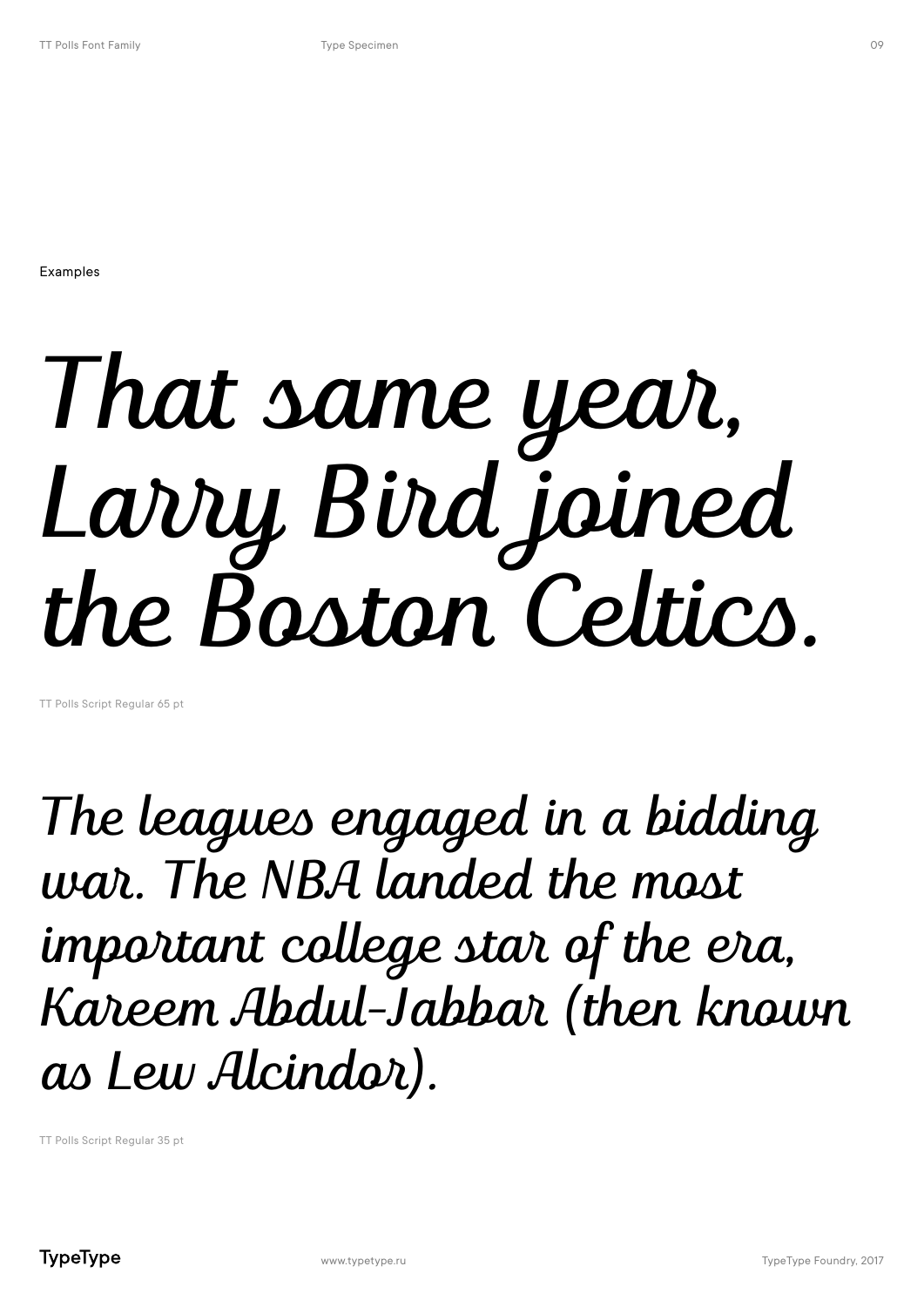Examples

# That same year, Larry Bird joined the Boston Celtics.

TT Polls Script Regular 65 pt

The leagues engaged in a bidding war. The NBA landed the most important college star of the era, Kareem Abdul-Jabbar (then known as Lew Alcindor).

TT Polls Script Regular 35 pt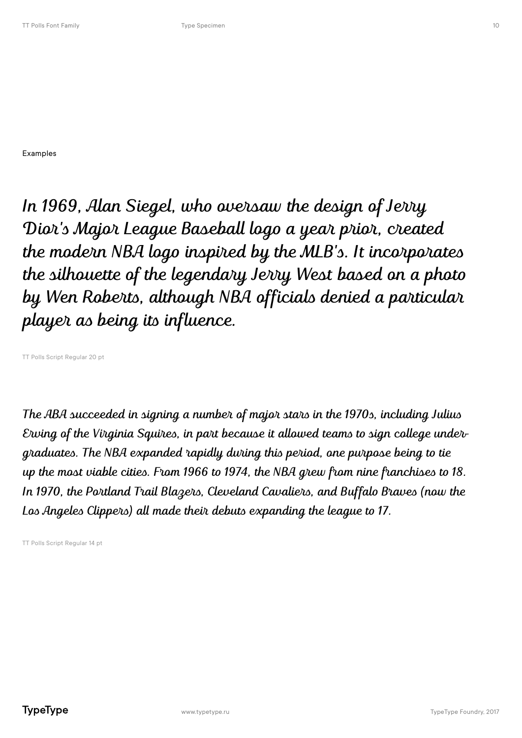Examples

In 1969, Alan Siegel, who oversaw the design of Jerry Dior's Major League Baseball logo a year prior, created the modern NBA logo inspired by the MLB's. It incorporates the silhouette of the legendary Jerry West based on a photo by Wen Roberts, although NBA officials denied a particular player as being its influence.

TT Polls Script Regular 20 pt

The ABA succeeded in signing a number of major stars in the 1970s, including Julius Erving of the Virginia Squires, in part because it allowed teams to sign college undergraduates. The NBA expanded rapidly during this period, one purpose being to tie up the most viable cities. From 1966 to 1974, the NBA grew from nine franchises to 18. In 1970, the Portland Trail Blazers, Cleveland Cavaliers, and Buffalo Braves (now the Los Angeles Clippers) all made their debuts expanding the league to 17.

TT Polls Script Regular 14 pt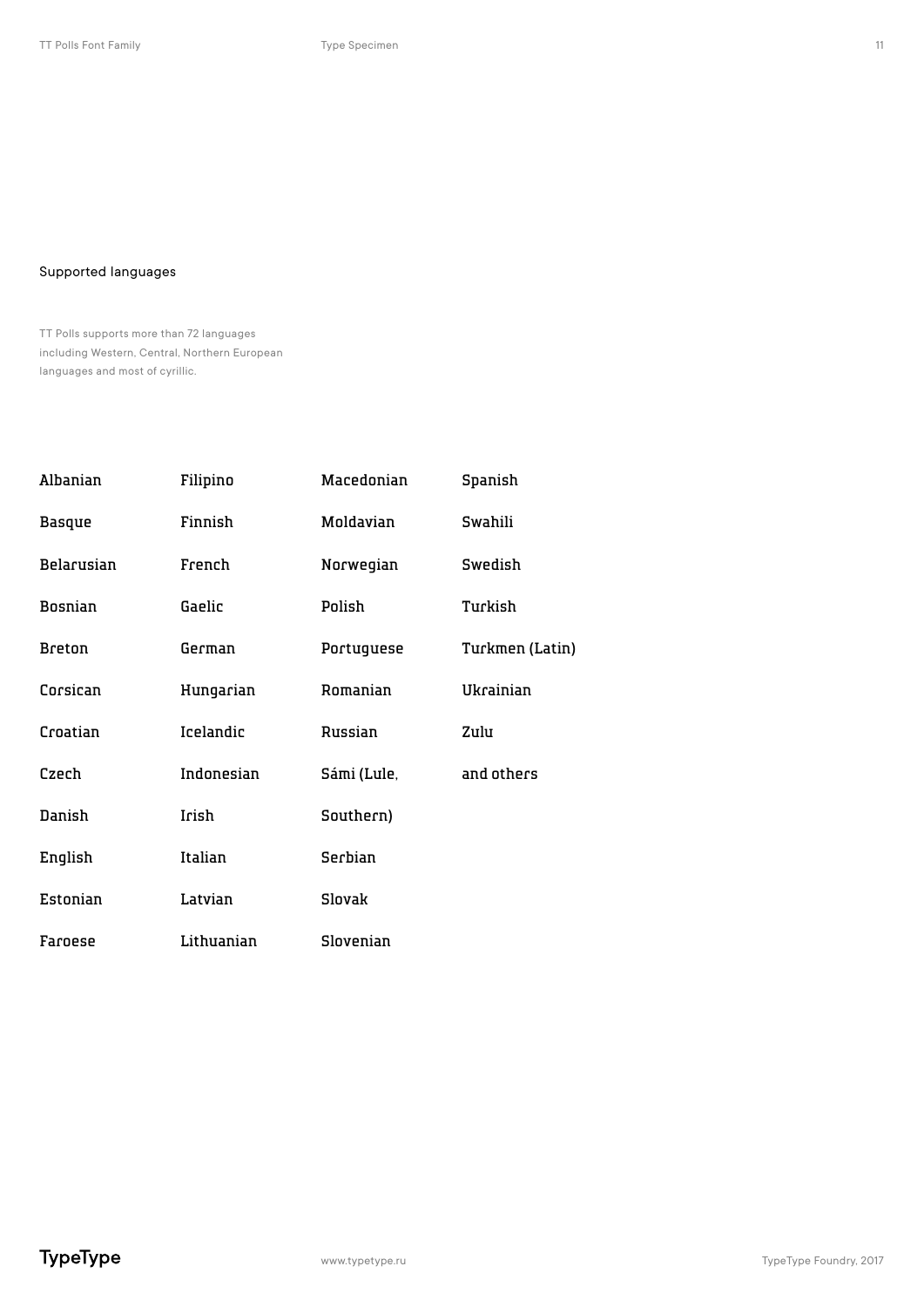## Supported languages

TT Polls supports more than 72 languages including Western, Central, Northern European languages and most of cyrillic.

| | | | |
|---|---|---|---|
| Albanian | Filipino | Macedonian | Spanish |
| Basque | Finnish | Moldavian | Swahili |
| Belarusian | French | Norwegian | Swedish |
| Bosnian | Gaelic | Polish | Turkish |
| Breton | German | Portuguese | Turkmen (Latin) |
| Corsican | Hungarian | Romanian | Ukrainian |
| Croatian | Icelandic | Russian | Zulu |
| Czech | Indonesian | Sámi (Lule, | and others |
| Danish | Irish | Southern) | |
| English | Italian | Serbian | |
| Estonian | Latvian | Slovak | |
| Faroese | Lithuanian | Slovenian | |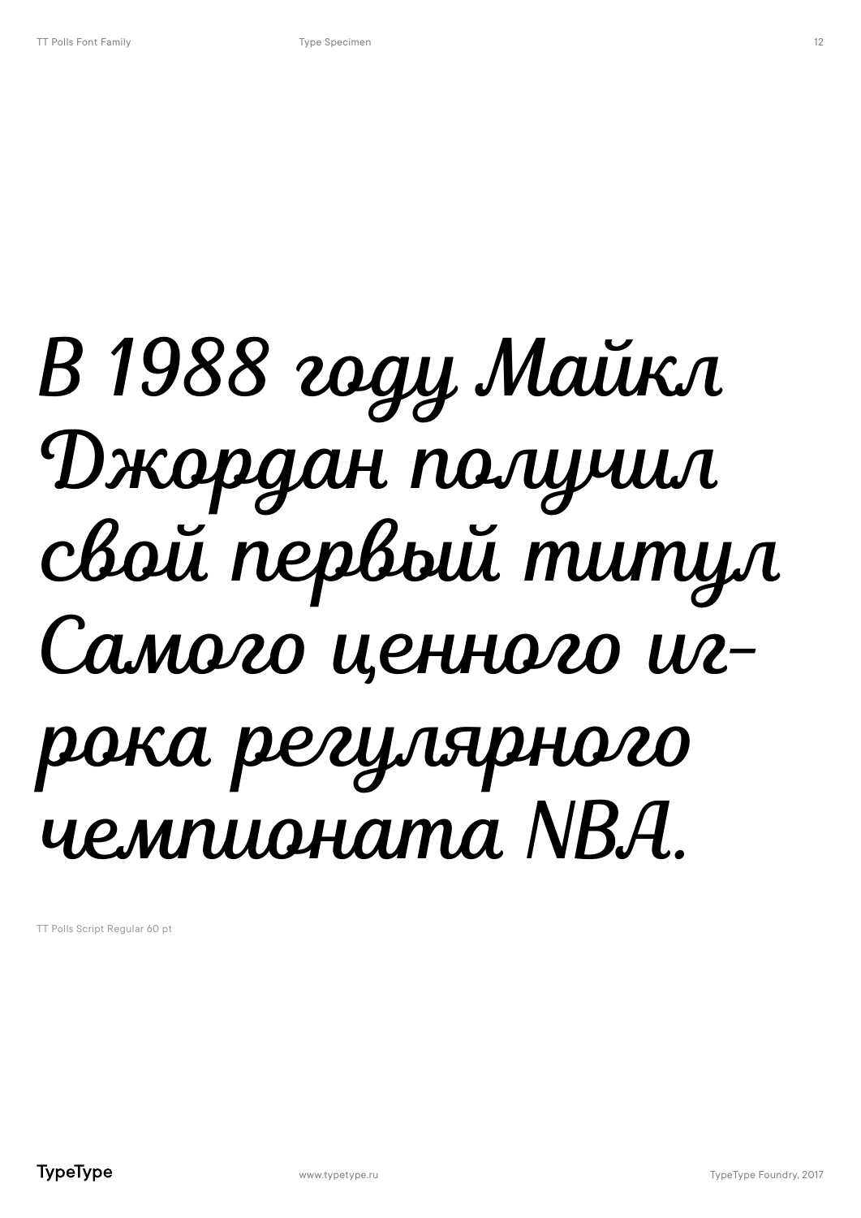В 1988 году Майкл Джордан получил свой первый титул Самого ценного игрока регулярного чемпионата NBA.

TT Polls Script Regular 60 pt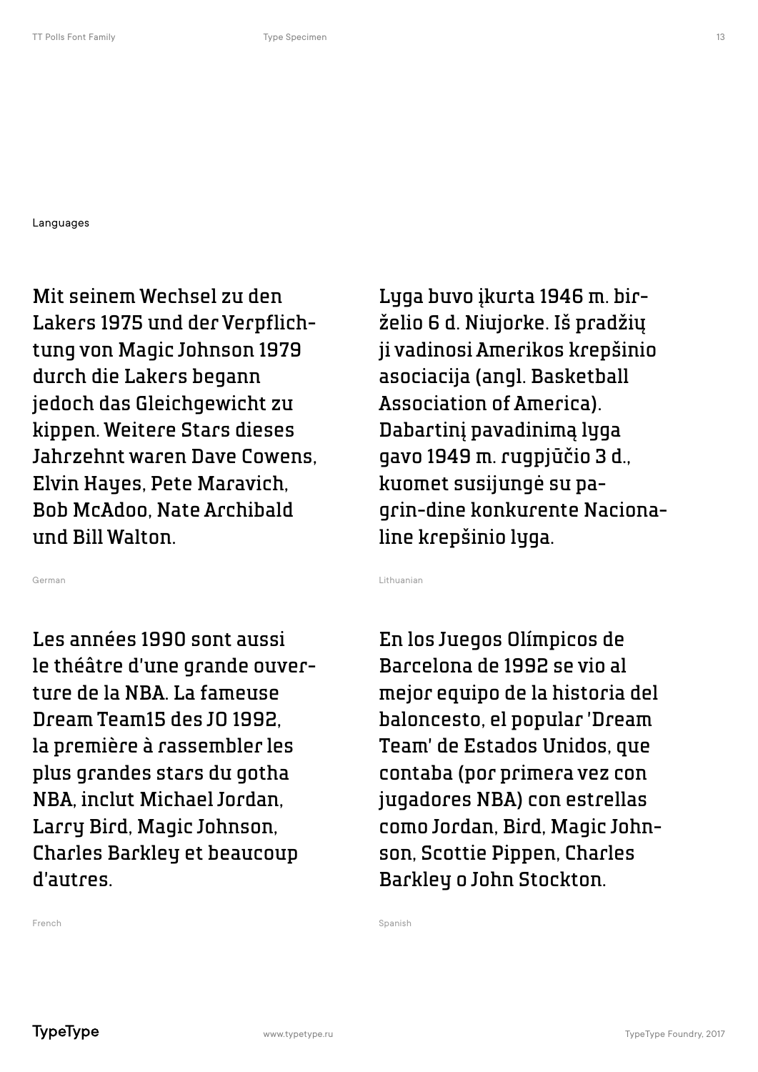Languages

Mit seinem Wechsel zu den Lakers 1975 und der Verpflichtung von Magic Johnson 1979 durch die Lakers begann jedoch das Gleichgewicht zu kippen. Weitere Stars dieses Jahrzehnt waren Dave Cowens, Elvin Hayes, Pete Maravich, Bob McAdoo, Nate Archibald und Bill Walton.

German

Lyga buvo įkurta 1946 m. birželio 6 d. Niujorke. Iš pradžių ji vadinosi Amerikos krepšinio asociacija (angl. Basketball Association of America). Dabartinį pavadinimą lyga gavo 1949 m. rugpjūčio 3 d., kuomet susijungė su pagrin-dine konkurente Nacionaline krepšinio lyga.

Lithuanian

Les années 1990 sont aussi le théâtre d'une grande ouverture de la NBA. La fameuse Dream Team15 des JO 1992, la première à rassembler les plus grandes stars du gotha NBA, inclut Michael Jordan, Larry Bird, Magic Johnson, Charles Barkley et beaucoup d'autres.

French

En los Juegos Olímpicos de Barcelona de 1992 se vio al mejor equipo de la historia del baloncesto, el popular 'Dream Team' de Estados Unidos, que contaba (por primera vez con jugadores NBA) con estrellas como Jordan, Bird, Magic Johnson, Scottie Pippen, Charles Barkley o John Stockton.

Spanish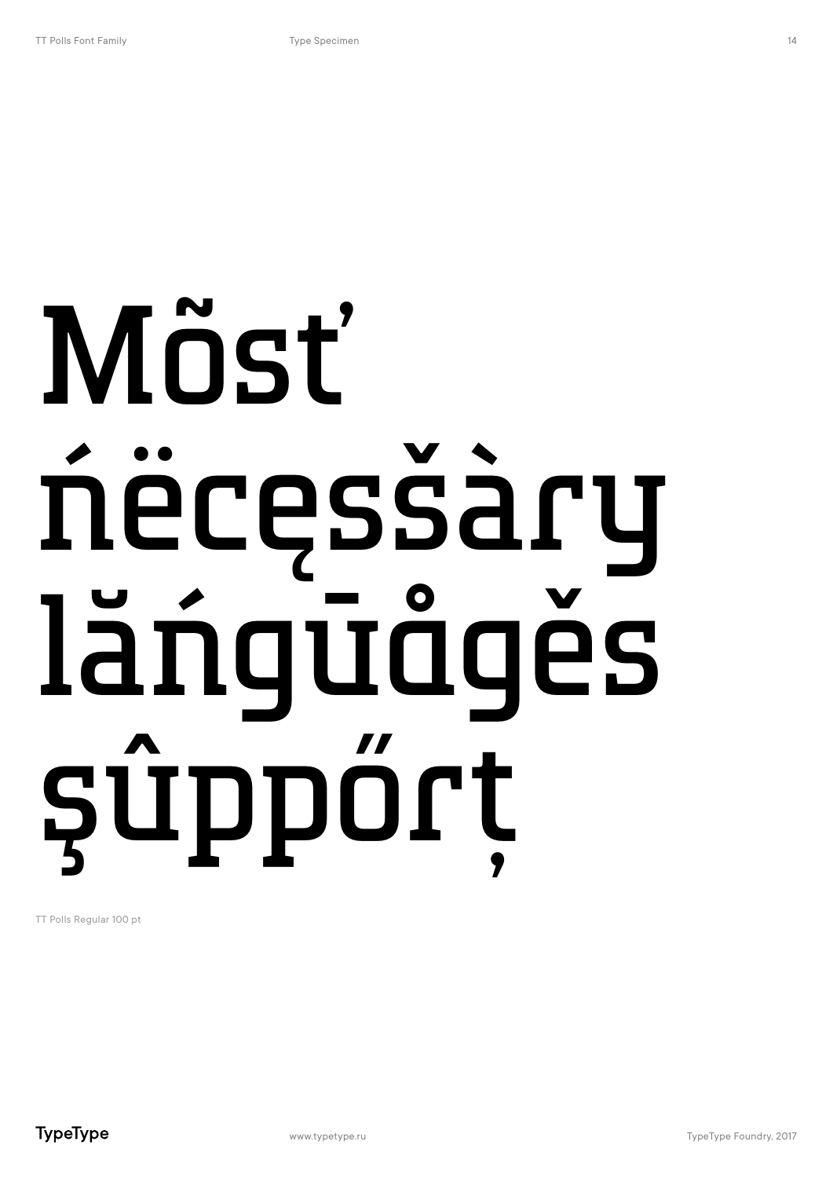# Mõsť ńëcęsšàry lăńgūåğěs şûppőrț

TT Polls Regular 100 pt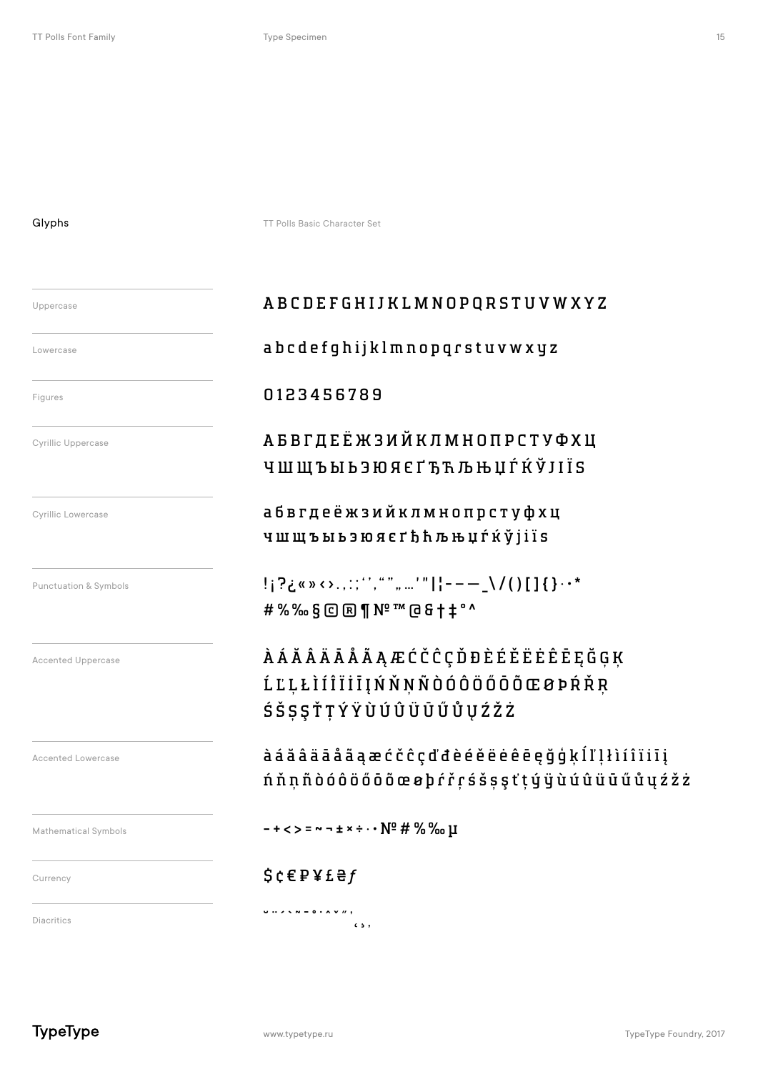## Glyphs

TT Polls Basic Character Set

| | |
|---|---|
| Uppercase | A B C D E F G H I J K L M N O P Q R S T U V W X Y Z |
| Lowercase | a b c d e f g h i j k l m n o p q r s t u v w x y z |
| Figures | 0 1 2 3 4 5 6 7 8 9 |
| Cyrillic Uppercase | А Б В Г Д Е Ё Ж З И Й К Л М Н О П Р С Т У Ф Х Ц Ч Ш Щ Ъ Ы Ь Э Ю Я Є Ґ Ђ Ћ Љ Њ Џ Ѓ Ќ Ў J І Ї Ѕ |
| Cyrillic Lowercase | а б в г д е ё ж з и й к л м н о п р с т у ф х ц ч ш щ ъ ы ь э ю я є ґ ђ ћ љ њ џ ѓ ќ ў j і ї ѕ |
| Punctuation & Symbols | ! ¡ ? ¿ « » ‹ › . , : ; ‘ ’ , “ ” „ … ' " \| ¦ - – — _ \ / ( ) [ ] { } · • * # % ‰ § © ® ¶ № ™ @ & † ‡ ° ^ |
| Accented Uppercase | À Á Ă Â Ä Ā Å Ã Ą Æ Ć Č Ĉ Ç Ď Đ È É Ě Ë Ė Ê Ē Ę Ğ Ģ Ķ Ĺ Ľ Ļ Ł Ì Í Î Ï İ Ī Į Ń Ň Ņ Ñ Ò Ó Ô Ö Ő Ō Õ Œ Ø Þ Ŕ Ř Ŗ Ś Š Ş Ș Ť Ț Ý Ÿ Ù Ú Û Ü Ū Ű Ů Ų Ź Ž Ż |
| Accented Lowercase | à á ă â ä ā å ã ą æ ć č ĉ ç ď đ è é ě ë ė ê ē ę ğ ģ ķ ĺ ľ ļ ł ì í î ï i ī į ń ň ņ ñ ò ó ô ö ő ō õ œ ø þ ŕ ř ŗ ś š ş ș ť ț ý ÿ ù ú û ü ū ű ů ų ź ž ż |
| Mathematical Symbols | − + < > = ~ ¬ ± × ÷ · • № # % ‰ µ |
| Currency | $ ¢ € ₽ ¥ £ ₴ ƒ |
| Diacritics | ˘ ¨ ˊ ˋ ˜ ¯ ˚ ˙ ˆ ˇ ˝ ˛ ‘ ’ , |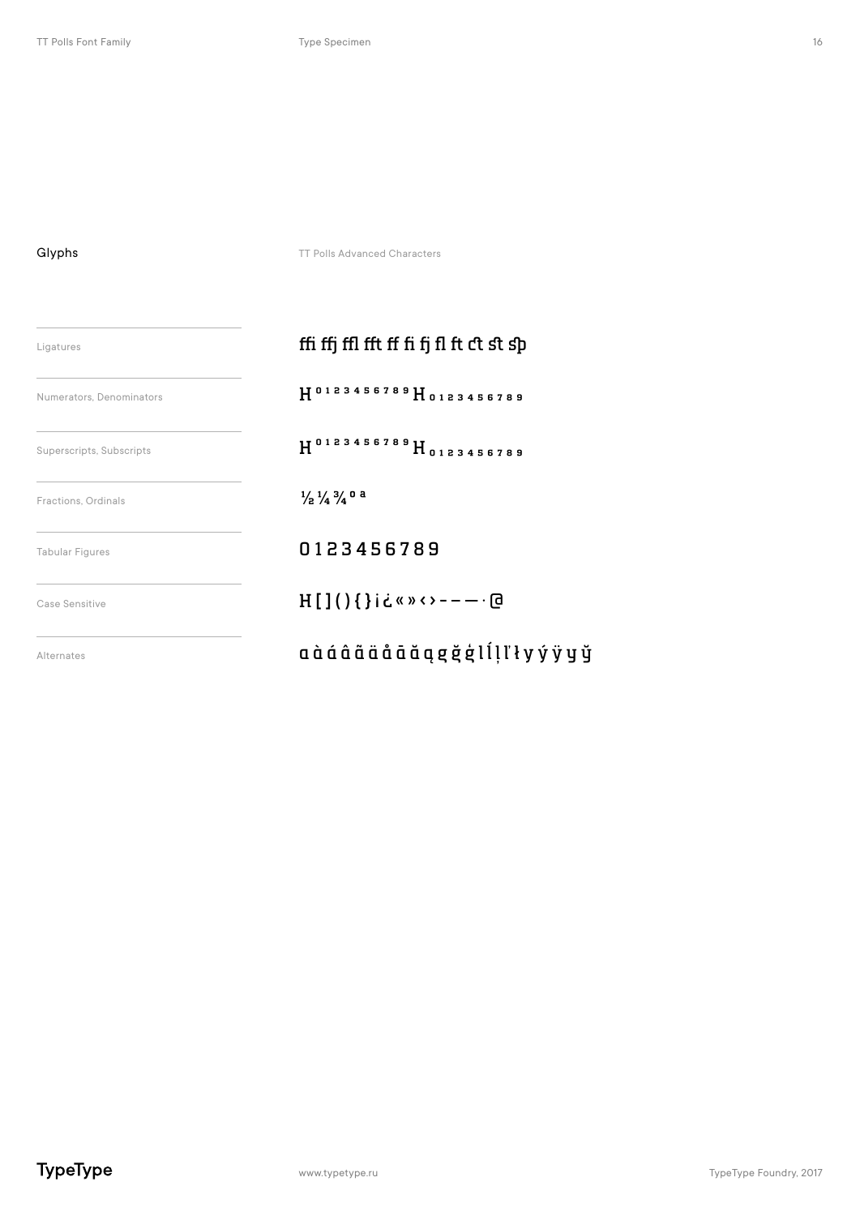## Glyphs

TT Polls Advanced Characters

| | |
|---|---|
| Ligatures | ﬃ ffj ﬄ fft ﬀ ﬁ fj ﬂ ft ct st sp |
| Numerators, Denominators | $H^{0123456789}$ $H_{0123456789}$ |
| Superscripts, Subscripts | $H^{0123456789}$ $H_{0123456789}$ |
| Fractions, Ordinals | ½ ¼ ¾ º ª |
| Tabular Figures | 0 1 2 3 4 5 6 7 8 9 |
| Case Sensitive | H [ ] ( ) { } ¡ ¿ « » ‹ › - – — · @ |
| Alternates | ɑ ɑ̀ ɑ́ ɑ̂ ɑ̃ ɑ̈ ɑ̊ ɑ̄ ɑ̆ ɑ̨ ɡ ğ ġ l ĺ ļ ľ ł y ý ÿ y ŷ |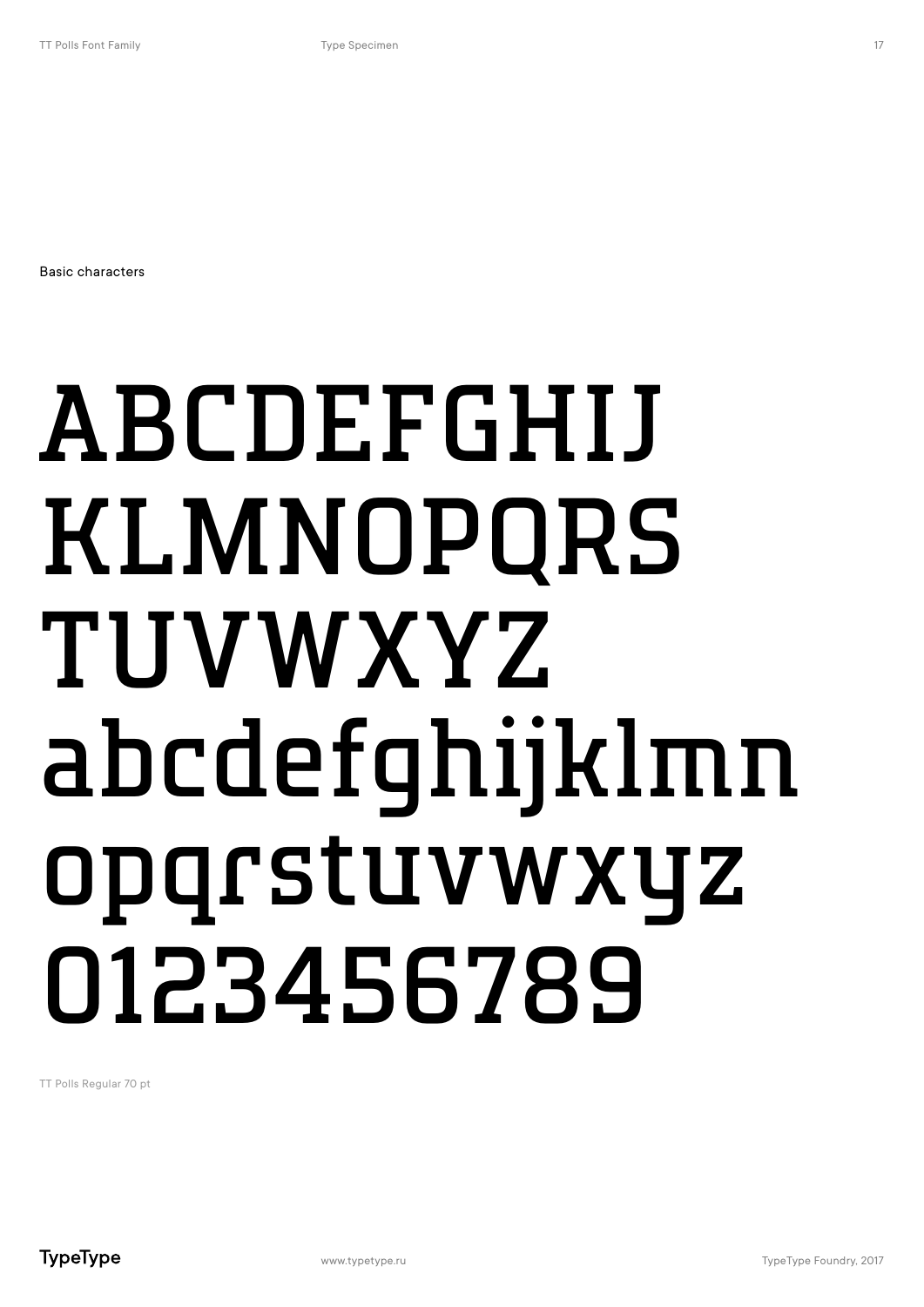Basic characters

ABCDEFGHIJ
KLMNOPQRS
TUVWXYZ
abcdefghijklmn
opqrstuvwxyz
0123456789

TT Polls Regular 70 pt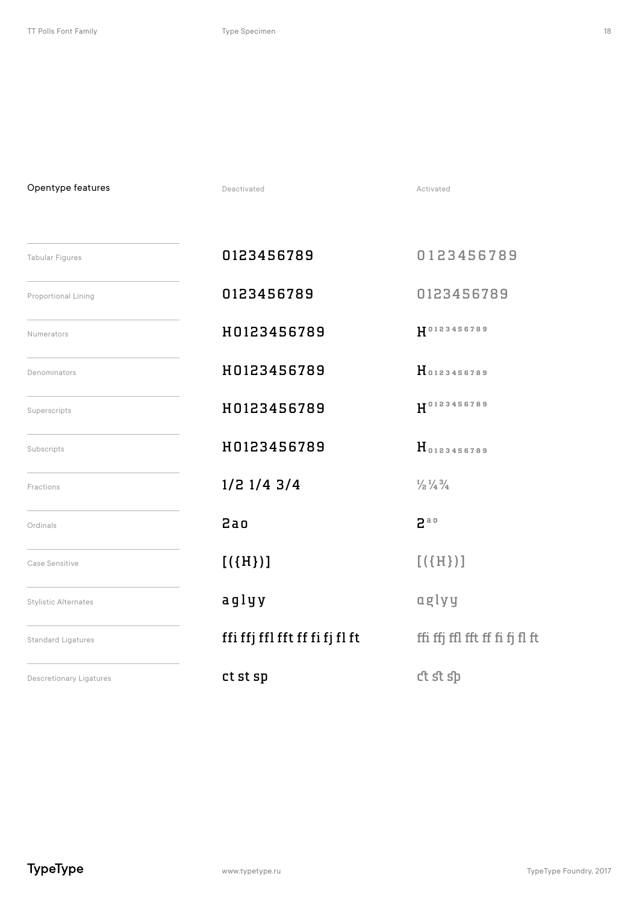| Opentype features | Deactivated | Activated |
| --- | --- | --- |
| Tabular Figures | 0123456789 | 0123456789 |
| Proportional Lining | 0123456789 | 0123456789 |
| Numerators | H0123456789 | H⁰¹²³⁴⁵⁶⁷⁸⁹ |
| Denominators | H0123456789 | H₀₁₂₃₄₅₆₇₈₉ |
| Superscripts | H0123456789 | H⁰¹²³⁴⁵⁶⁷⁸⁹ |
| Subscripts | H0123456789 | H₀₁₂₃₄₅₆₇₈₉ |
| Fractions | 1/2 1/4 3/4 | ½ ¼ ¾ |
| Ordinals | 2ao | 2ªº |
| Case Sensitive | [({H})] | [({H})] |
| Stylistic Alternates | aglyy | aglyy |
| Standard Ligatures | ffi ffj ffl fft ff fi fj fl ft | ffi ffj ffl fft ff fi fj fl ft |
| Descretionary Ligatures | ct st sp | ct st sp |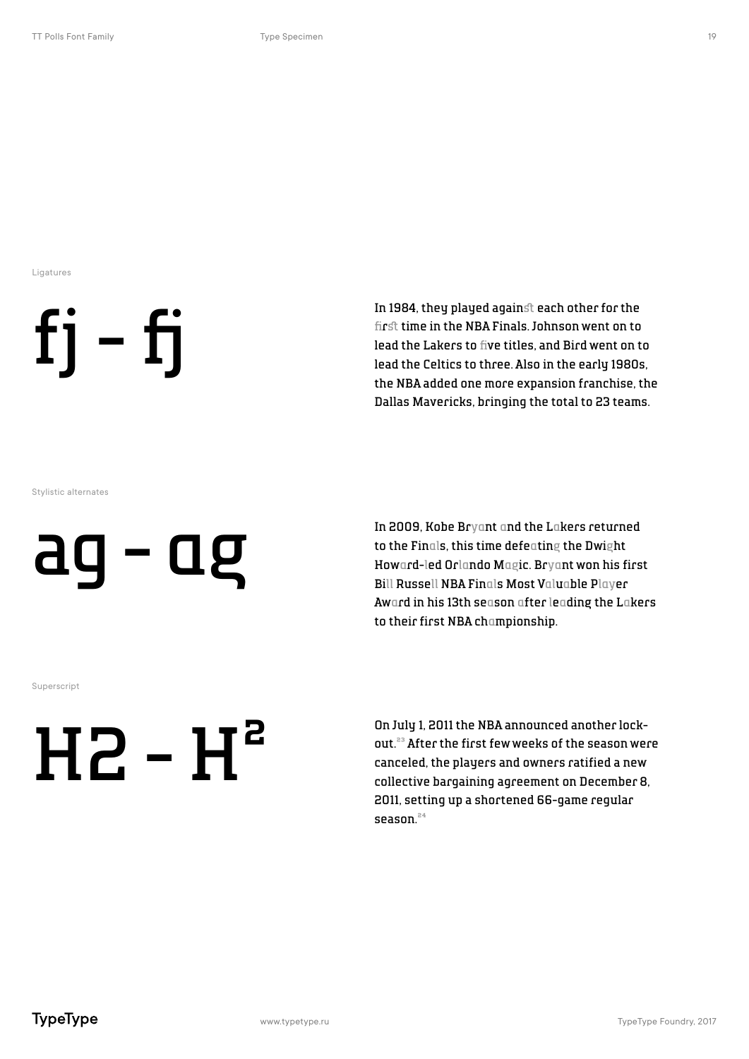Ligatures

fj - fj

In 1984, they played against each other for the first time in the NBA Finals. Johnson went on to lead the Lakers to five titles, and Bird went on to lead the Celtics to three. Also in the early 1980s, the NBA added one more expansion franchise, the Dallas Mavericks, bringing the total to 23 teams.

Stylistic alternates

ag - ag

In 2009, Kobe Bryant and the Lakers returned to the Finals, this time defeating the Dwight Howard-led Orlando Magic. Bryant won his first Bill Russell NBA Finals Most Valuable Player Award in his 13th season after leading the Lakers to their first NBA championship.

Superscript

H2 - $H^2$

On July 1, 2011 the NBA announced another lockout.[23] After the first few weeks of the season were canceled, the players and owners ratified a new collective bargaining agreement on December 8, 2011, setting up a shortened 66-game regular season.[24]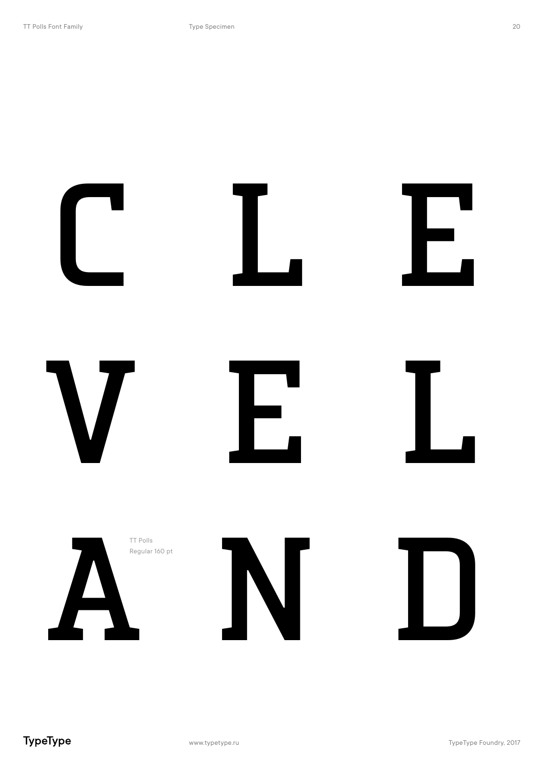C L E

V E L

A N D

TT Polls
Regular 160 pt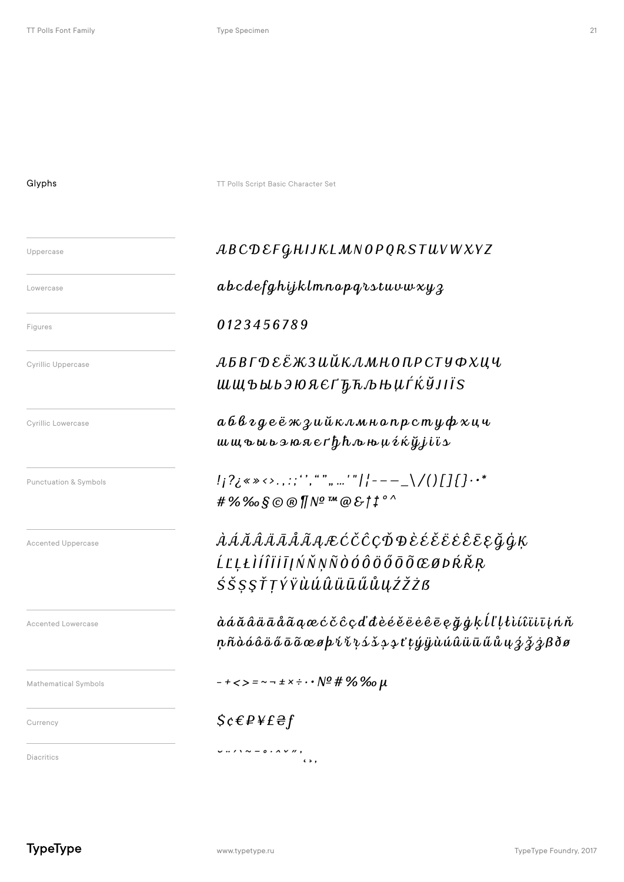## Glyphs

TT Polls Script Basic Character Set

| | |
|---|---|
| Uppercase | ABCDEFGHIJKLMNOPQRSTUVWXYZ |
| Lowercase | abcdefghijklmnopqrstuvwxyz |
| Figures | 0123456789 |
| Cyrillic Uppercase | АБВГДЕЁЖЗИЙКЛМНОПРСТУФХЦЧ ШЩЪЫЬЭЮЯЄҐЂЋЉЊЏЃЌЎЈІЇЅ |
| Cyrillic Lowercase | абвгдеёжзийклмнопрстуфхцч шщъыьэюяєґђћљњџѓќўјіїѕ |
| Punctuation & Symbols | ! ¡ ? ¿ « » ‹ › . , : ; ‘ ’ , “ ” „ … ' " \| ¦ - – — _ \ / ( ) [ ] { } · • * # % ‰ § © ® ¶ № ™ @ & † ‡ ° ^ |
| Accented Uppercase | ÀÁĂÂÄĀÅÃĄÆĆČĈÇĎĐÈÉĚËĖÊĒĘĞĠĶ ĹĽĻŁÌÍÎÏİĪĮŃŇŅÑÒÓÔÖŐŌÕŒØÞŔŘŖ ŚŠŞȘŤŢÝŸÙÚÛÜŪŰŮŲŹŽŻẞ |
| Accented Lowercase | àáăâäāåãąæćčĉçďđèéěëėêēęğġķĺľļłìíîïıīįńň ņñòóôöőōõœøþŕřŗśšşșťţýÿùúûüūűůųźžżßðø |
| Mathematical Symbols | − + < > = ~ ¬ ± × ÷ · • № # % ‰ µ |
| Currency | $ ¢ € ₽ ¥ £ ₴ ƒ |
| Diacritics | ˘ ¨ ´ ` ˜ ¯ ˚ ˙ ˆ ˇ ˝ ̦ ‘ › , |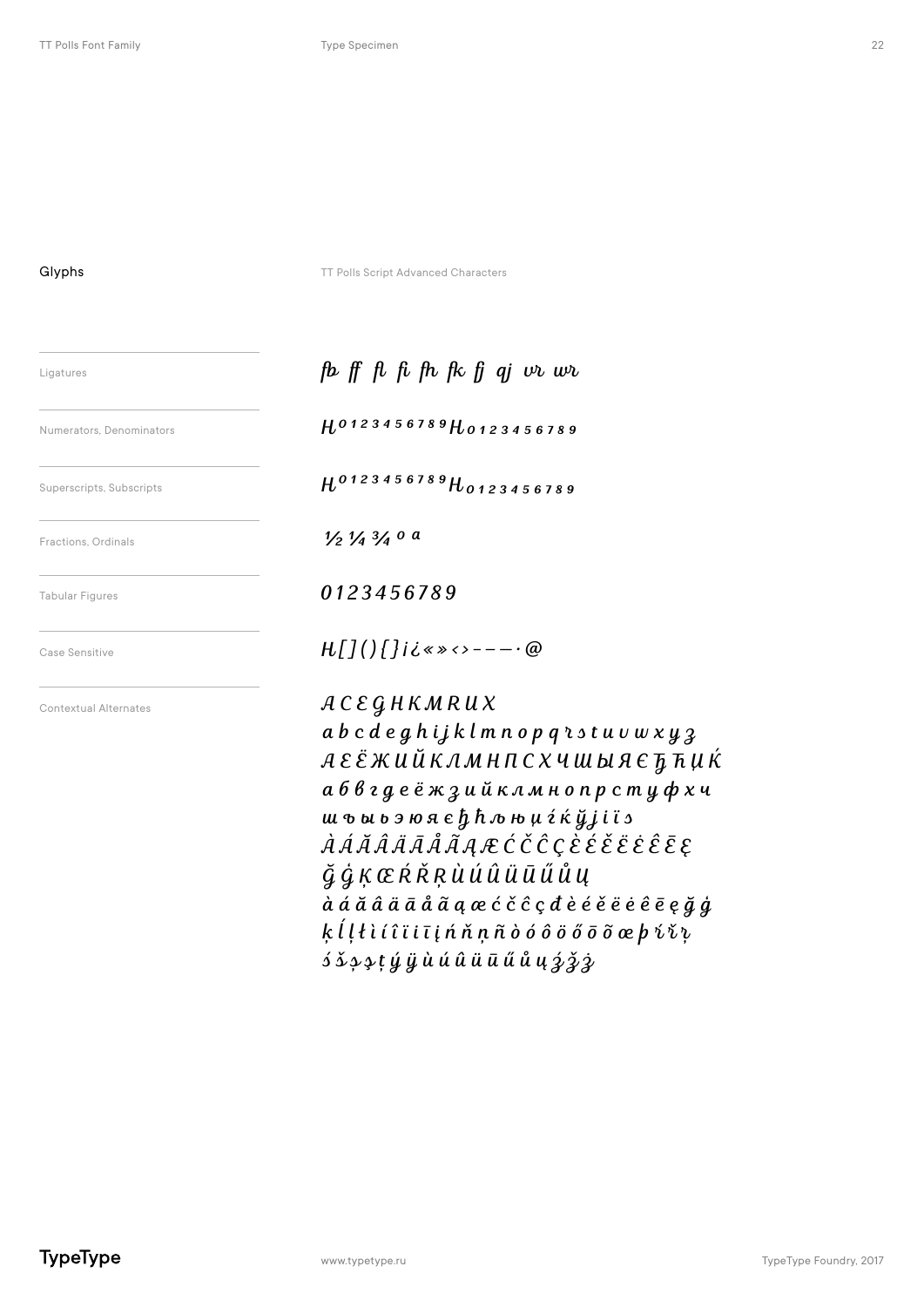## Glyphs

TT Polls Script Advanced Characters

| | |
|---|---|
| Ligatures | fb ff fl fi fh fk fj qj vr wr |
| Numerators, Denominators | H⁰¹²³⁴⁵⁶⁷⁸⁹ H₀₁₂₃₄₅₆₇₈₉ |
| Superscripts, Subscripts | H⁰¹²³⁴⁵⁶⁷⁸⁹ H₀₁₂₃₄₅₆₇₈₉ |
| Fractions, Ordinals | ½ ¼ ¾ º ª |
| Tabular Figures | 0123456789 |
| Case Sensitive | H[]()}{}¡¿«»‹›–––·@ |
| Contextual Alternates | A C E G H K M R U X<br>a b c d e g h i j k l m n o p q r s t u v w x y z<br>А Е Ё Ж И Й К Л М Н П С Х Ч Ш Ы Я Є Ђ Ћ Џ Ќ<br>а б в г д е ё ж з и й к л м н о п р с т у ф х ч<br>ш ъ ы ь э ю я є ђ ћ љ њ џ ѓ ќ ў j i ї s<br>À Á Ă Â Ä Ā Å Ã Ą Æ Ć Č Ĉ Ç È É Ě Ë Ė Ê Ē Ę<br>Ğ Ġ Ķ Œ Ŕ Ř Ŗ Ù Ú Û Ü Ū Ű Ů Ų<br>à á ă â ä ā å ã ą æ ć č ĉ ç đ è é ě ë ė ê ē ę ğ ġ<br>ķ ĺ ļ ł ì í î ï ī į ń ň ņ ñ ò ó ô ö ő ō õ œ þ ŕ ř ŗ<br>ś š ş ș ţ ý ÿ ù ú û ü ū ű ů ų ź ž ż |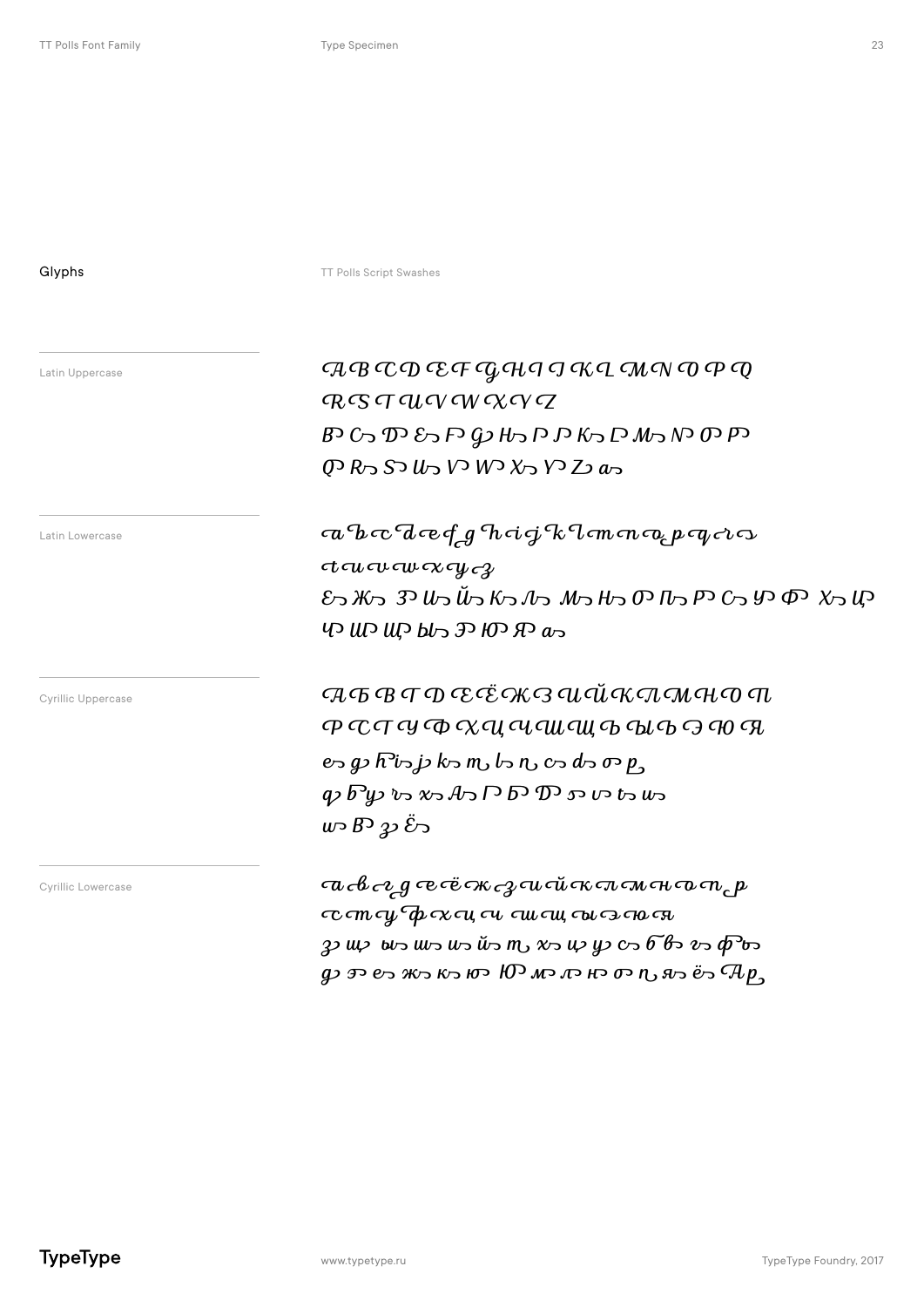## Glyphs

TT Polls Script Swashes

Latin Uppercase

A B C D E F G H I J K L M N O P Q
R S T U V W X Y Z
B C D E F G H I J K L M N O P
Q R S U V W X Y Z a

Latin Lowercase

a b c d e f g h i j k l m n o p q r s
t u v w x y z
Е Ж З И Й К Л М Н О П Р С У Ф Х Ц
Ч Ш Щ Ы Э Ю Я а

Cyrillic Uppercase

А Б В Г Д Е Ё Ж З И Й К Л М Н О П
Р С Т У Ф Х Ц Ч Ш Щ Ъ Ы Ь Э Ю Я
e g h i j k m l n c d o p
q b y v x A Г Б D s v t w
w B z Ё

Cyrillic Lowercase

а в г д е ё ж з и й к л м н о п р
с т у ф х ц ч ш щ ы э ю я
з щ ы ш и й т х ц у с б в г ф ъ
д э е ж к ю Ю м л н о п я ё А р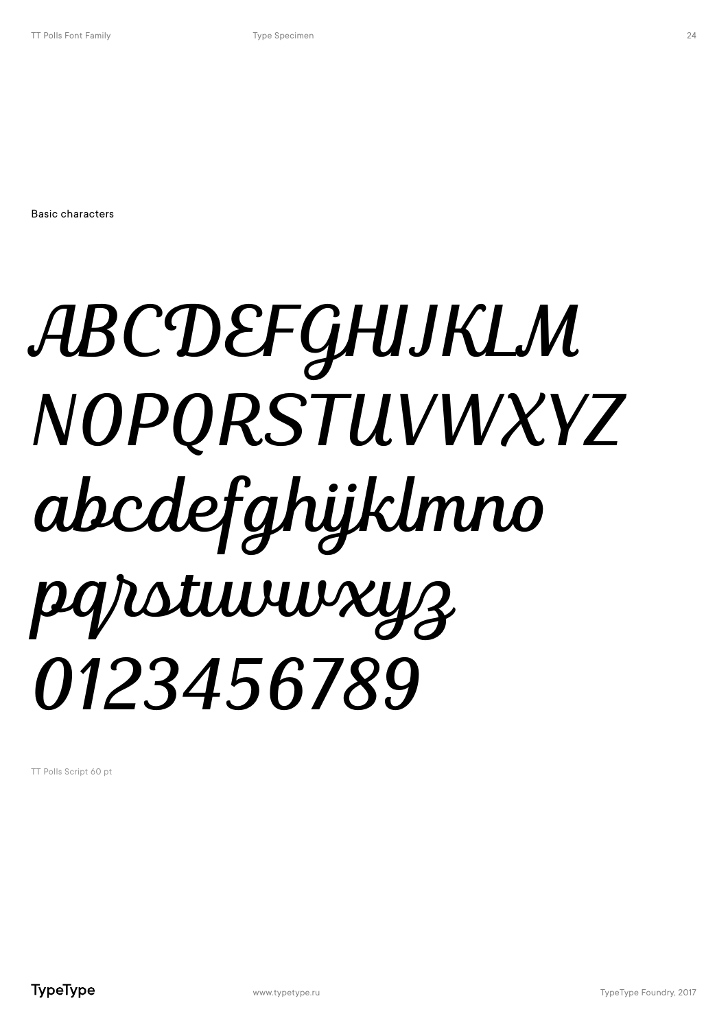Basic characters

ABCDEFGHIJKLM
NOPQRSTUVWXYZ
abcdefghijklmno
pqrstuvwxyz
0123456789

TT Polls Script 60 pt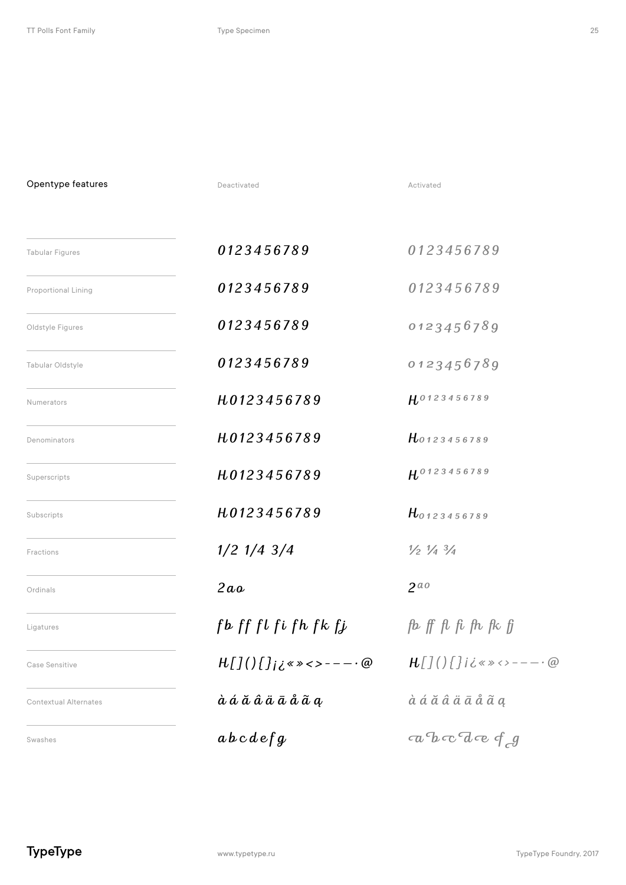| Opentype features | Deactivated | Activated |
|---|---|---|
| Tabular Figures | 0123456789 | 0123456789 |
| Proportional Lining | 0123456789 | 0123456789 |
| Oldstyle Figures | 0123456789 | 0123456789 |
| Tabular Oldstyle | 0123456789 | 0123456789 |
| Numerators | H0123456789 | H⁰¹²³⁴⁵⁶⁷⁸⁹ |
| Denominators | H0123456789 | H₀₁₂₃₄₅₆₇₈₉ |
| Superscripts | H0123456789 | H⁰¹²³⁴⁵⁶⁷⁸⁹ |
| Subscripts | H0123456789 | H₀₁₂₃₄₅₆₇₈₉ |
| Fractions | 1/2 1/4 3/4 | ½ ¼ ¾ |
| Ordinals | 2ao | 2ªº |
| Ligatures | fb ff fl fi fh fk fj | fb ff fl fi fh fk fj |
| Case Sensitive | H[](){}¡¿«»<>---·@ | H[](){}¡¿«»<>---·@ |
| Contextual Alternates | à á ă â ä ā å ã ą | à á ă â ä ā å ã ą |
| Swashes | abcdefg | abcdefg |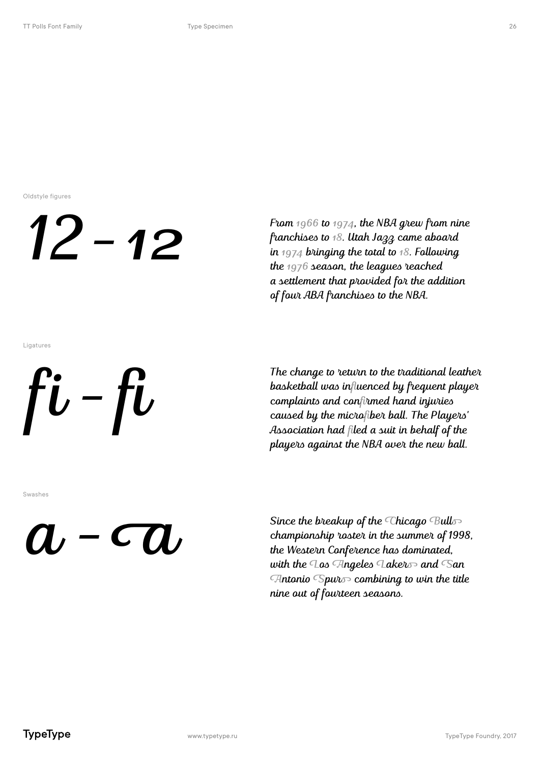Oldstyle figures

12 – 12

From 1966 to 1974, the NBA grew from nine franchises to 18. Utah Jazz came aboard in 1974 bringing the total to 18. Following the 1976 season, the leagues reached a settlement that provided for the addition of four ABA franchises to the NBA.

Ligatures

fi – fi

The change to return to the traditional leather basketball was influenced by frequent player complaints and confirmed hand injuries caused by the microfiber ball. The Players' Association had filed a suit in behalf of the players against the NBA over the new ball.

Swashes

a – a

Since the breakup of the Chicago Bulls championship roster in the summer of 1998, the Western Conference has dominated, with the Los Angeles Lakers and San Antonio Spurs combining to win the title nine out of fourteen seasons.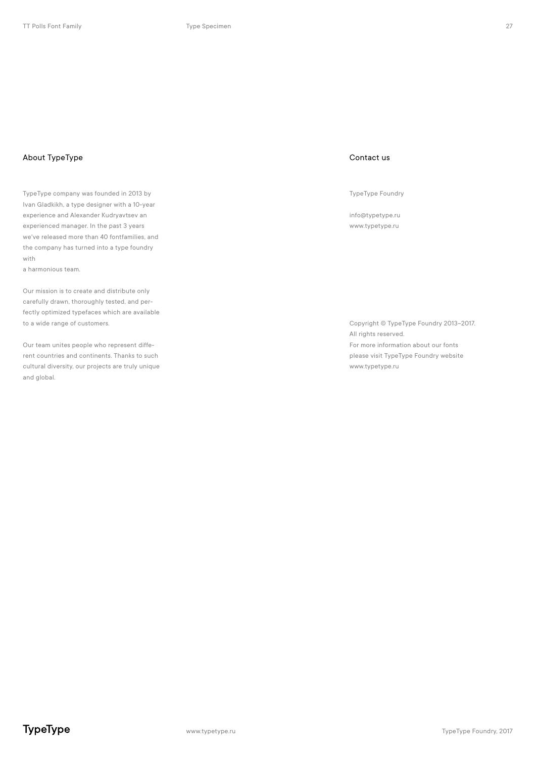## About TypeType

TypeType company was founded in 2013 by Ivan Gladkikh, a type designer with a 10-year experience and Alexander Kudryavtsev an experienced manager. In the past 3 years we've released more than 40 fontfamilies, and the company has turned into a type foundry with
a harmonious team.

Our mission is to create and distribute only carefully drawn, thoroughly tested, and perfectly optimized typefaces which are available to a wide range of customers.

Our team unites people who represent different countries and continents. Thanks to such cultural diversity, our projects are truly unique and global.

## Contact us

TypeType Foundry

info@typetype.ru
www.typetype.ru

Copyright © TypeType Foundry 2013–2017.
All rights reserved.
For more information about our fonts please visit TypeType Foundry website www.typetype.ru